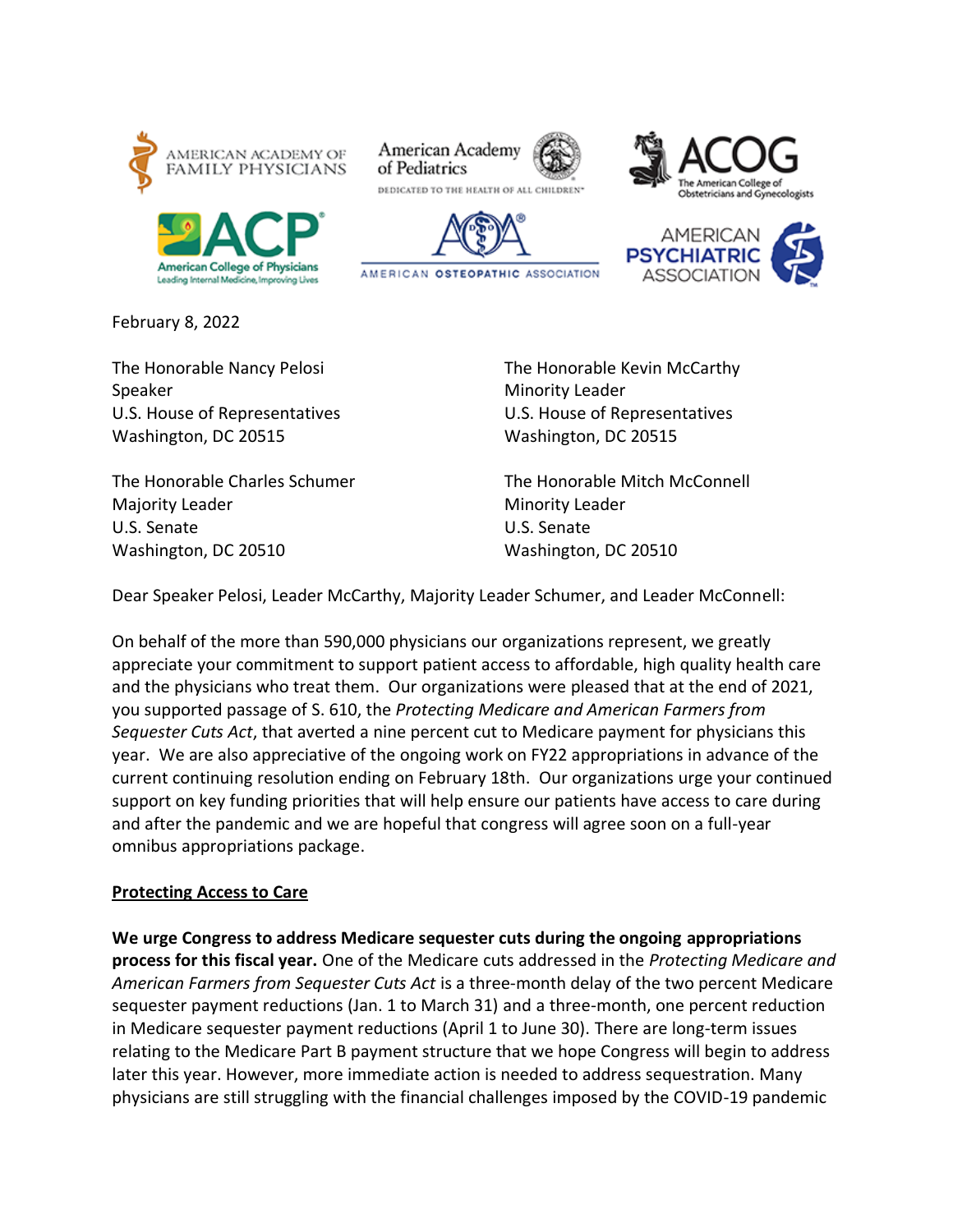AMERICAN ACADEMY OF FAMILY PHYSICIANS | American Academy of Pediatrics — DEDICATED TO THE HEALTH OF ALL CHILDREN | ACOG — The American College of Obstetricians and Gynecologists | ACP — American College of Physicians, Leading Internal Medicine, Improving Lives | AMERICAN OSTEOPATHIC ASSOCIATION | AMERICAN PSYCHIATRIC ASSOCIATION

February 8, 2022

The Honorable Nancy Pelosi
Speaker
U.S. House of Representatives
Washington, DC 20515

The Honorable Kevin McCarthy
Minority Leader
U.S. House of Representatives
Washington, DC 20515

The Honorable Charles Schumer
Majority Leader
U.S. Senate
Washington, DC 20510

The Honorable Mitch McConnell
Minority Leader
U.S. Senate
Washington, DC 20510

Dear Speaker Pelosi, Leader McCarthy, Majority Leader Schumer, and Leader McConnell:

On behalf of the more than 590,000 physicians our organizations represent, we greatly appreciate your commitment to support patient access to affordable, high quality health care and the physicians who treat them. Our organizations were pleased that at the end of 2021, you supported passage of S. 610, the *Protecting Medicare and American Farmers from Sequester Cuts Act*, that averted a nine percent cut to Medicare payment for physicians this year. We are also appreciative of the ongoing work on FY22 appropriations in advance of the current continuing resolution ending on February 18th. Our organizations urge your continued support on key funding priorities that will help ensure our patients have access to care during and after the pandemic and we are hopeful that congress will agree soon on a full-year omnibus appropriations package.

## Protecting Access to Care

**We urge Congress to address Medicare sequester cuts during the ongoing appropriations process for this fiscal year.** One of the Medicare cuts addressed in the *Protecting Medicare and American Farmers from Sequester Cuts Act* is a three-month delay of the two percent Medicare sequester payment reductions (Jan. 1 to March 31) and a three-month, one percent reduction in Medicare sequester payment reductions (April 1 to June 30). There are long-term issues relating to the Medicare Part B payment structure that we hope Congress will begin to address later this year. However, more immediate action is needed to address sequestration. Many physicians are still struggling with the financial challenges imposed by the COVID-19 pandemic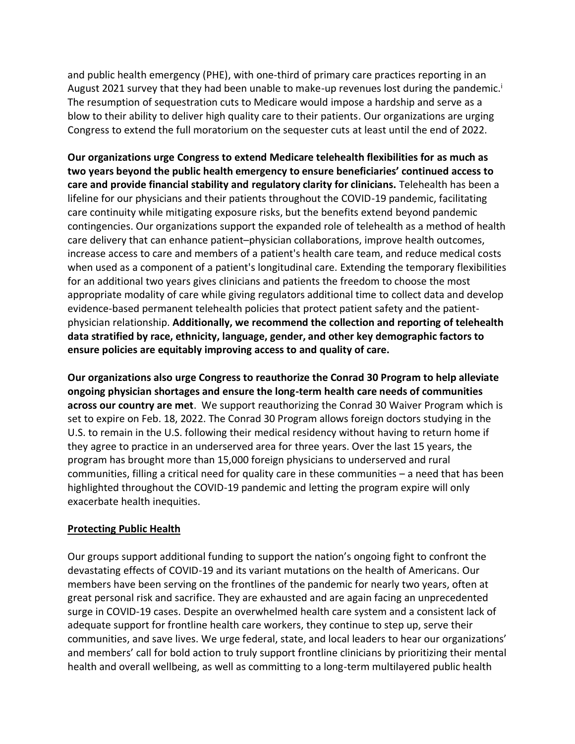and public health emergency (PHE), with one-third of primary care practices reporting in an August 2021 survey that they had been unable to make-up revenues lost during the pandemic.[i] The resumption of sequestration cuts to Medicare would impose a hardship and serve as a blow to their ability to deliver high quality care to their patients. Our organizations are urging Congress to extend the full moratorium on the sequester cuts at least until the end of 2022.

**Our organizations urge Congress to extend Medicare telehealth flexibilities for as much as two years beyond the public health emergency to ensure beneficiaries' continued access to care and provide financial stability and regulatory clarity for clinicians.** Telehealth has been a lifeline for our physicians and their patients throughout the COVID-19 pandemic, facilitating care continuity while mitigating exposure risks, but the benefits extend beyond pandemic contingencies. Our organizations support the expanded role of telehealth as a method of health care delivery that can enhance patient–physician collaborations, improve health outcomes, increase access to care and members of a patient's health care team, and reduce medical costs when used as a component of a patient's longitudinal care. Extending the temporary flexibilities for an additional two years gives clinicians and patients the freedom to choose the most appropriate modality of care while giving regulators additional time to collect data and develop evidence-based permanent telehealth policies that protect patient safety and the patient-physician relationship. **Additionally, we recommend the collection and reporting of telehealth data stratified by race, ethnicity, language, gender, and other key demographic factors to ensure policies are equitably improving access to and quality of care.**

**Our organizations also urge Congress to reauthorize the Conrad 30 Program to help alleviate ongoing physician shortages and ensure the long-term health care needs of communities across our country are met**. We support reauthorizing the Conrad 30 Waiver Program which is set to expire on Feb. 18, 2022. The Conrad 30 Program allows foreign doctors studying in the U.S. to remain in the U.S. following their medical residency without having to return home if they agree to practice in an underserved area for three years. Over the last 15 years, the program has brought more than 15,000 foreign physicians to underserved and rural communities, filling a critical need for quality care in these communities – a need that has been highlighted throughout the COVID-19 pandemic and letting the program expire will only exacerbate health inequities.

## Protecting Public Health

Our groups support additional funding to support the nation's ongoing fight to confront the devastating effects of COVID-19 and its variant mutations on the health of Americans. Our members have been serving on the frontlines of the pandemic for nearly two years, often at great personal risk and sacrifice. They are exhausted and are again facing an unprecedented surge in COVID-19 cases. Despite an overwhelmed health care system and a consistent lack of adequate support for frontline health care workers, they continue to step up, serve their communities, and save lives. We urge federal, state, and local leaders to hear our organizations' and members' call for bold action to truly support frontline clinicians by prioritizing their mental health and overall wellbeing, as well as committing to a long-term multilayered public health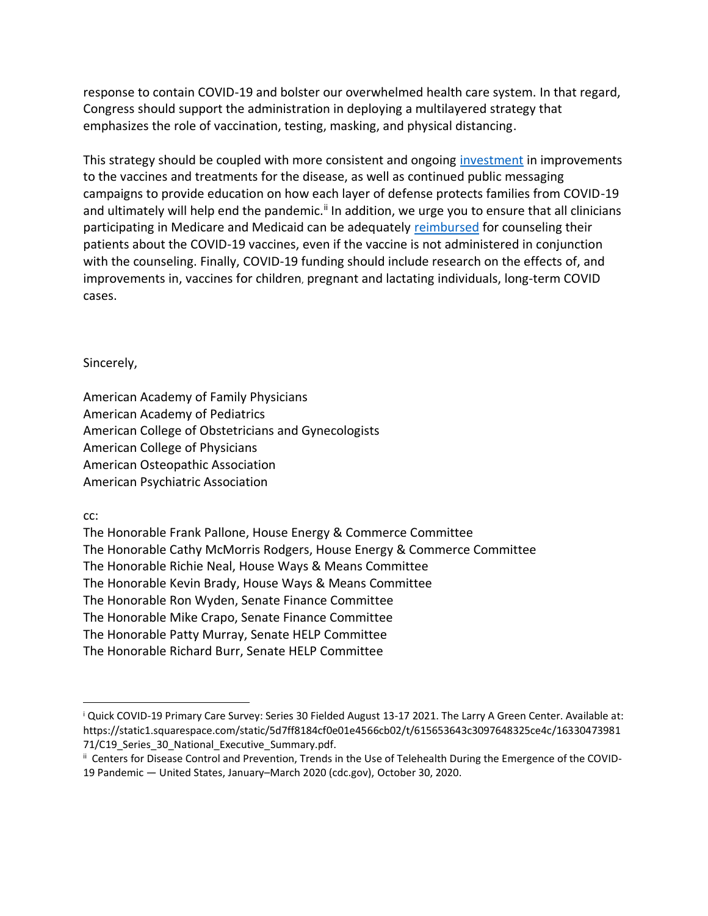response to contain COVID-19 and bolster our overwhelmed health care system. In that regard, Congress should support the administration in deploying a multilayered strategy that emphasizes the role of vaccination, testing, masking, and physical distancing.

This strategy should be coupled with more consistent and ongoing investment in improvements to the vaccines and treatments for the disease, as well as continued public messaging campaigns to provide education on how each layer of defense protects families from COVID-19 and ultimately will help end the pandemic.[ii] In addition, we urge you to ensure that all clinicians participating in Medicare and Medicaid can be adequately reimbursed for counseling their patients about the COVID-19 vaccines, even if the vaccine is not administered in conjunction with the counseling. Finally, COVID-19 funding should include research on the effects of, and improvements in, vaccines for children, pregnant and lactating individuals, long-term COVID cases.

Sincerely,

American Academy of Family Physicians
American Academy of Pediatrics
American College of Obstetricians and Gynecologists
American College of Physicians
American Osteopathic Association
American Psychiatric Association

cc:
The Honorable Frank Pallone, House Energy & Commerce Committee
The Honorable Cathy McMorris Rodgers, House Energy & Commerce Committee
The Honorable Richie Neal, House Ways & Means Committee
The Honorable Kevin Brady, House Ways & Means Committee
The Honorable Ron Wyden, Senate Finance Committee
The Honorable Mike Crapo, Senate Finance Committee
The Honorable Patty Murray, Senate HELP Committee
The Honorable Richard Burr, Senate HELP Committee

---

[i] Quick COVID-19 Primary Care Survey: Series 30 Fielded August 13-17 2021. The Larry A Green Center. Available at: https://static1.squarespace.com/static/5d7ff8184cf0e01e4566cb02/t/615653643c3097648325ce4c/1633047398171/C19_Series_30_National_Executive_Summary.pdf.

[ii] Centers for Disease Control and Prevention, Trends in the Use of Telehealth During the Emergence of the COVID-19 Pandemic — United States, January–March 2020 (cdc.gov), October 30, 2020.